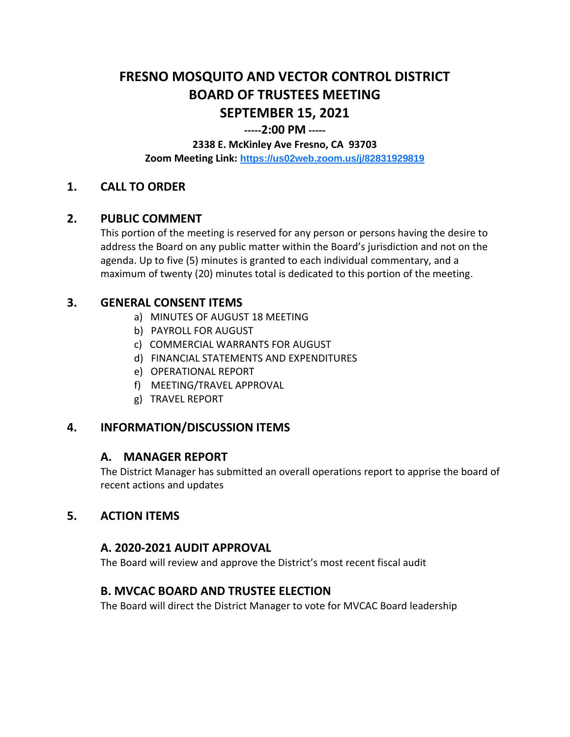# FRESNO MOSQUITO AND VECTOR CONTROL DISTRICT
# BOARD OF TRUSTEES MEETING
# SEPTEMBER 15, 2021

**-----2:00 PM -----**

**2338 E. McKinley Ave Fresno, CA 93703**

**Zoom Meeting Link: https://us02web.zoom.us/j/82831929819**

## 1. CALL TO ORDER

## 2. PUBLIC COMMENT

This portion of the meeting is reserved for any person or persons having the desire to address the Board on any public matter within the Board's jurisdiction and not on the agenda. Up to five (5) minutes is granted to each individual commentary, and a maximum of twenty (20) minutes total is dedicated to this portion of the meeting.

## 3. GENERAL CONSENT ITEMS

a) MINUTES OF AUGUST 18 MEETING
b) PAYROLL FOR AUGUST
c) COMMERCIAL WARRANTS FOR AUGUST
d) FINANCIAL STATEMENTS AND EXPENDITURES
e) OPERATIONAL REPORT
f) MEETING/TRAVEL APPROVAL
g) TRAVEL REPORT

## 4. INFORMATION/DISCUSSION ITEMS

### A. MANAGER REPORT

The District Manager has submitted an overall operations report to apprise the board of recent actions and updates

## 5. ACTION ITEMS

### A. 2020-2021 AUDIT APPROVAL

The Board will review and approve the District's most recent fiscal audit

### B. MVCAC BOARD AND TRUSTEE ELECTION

The Board will direct the District Manager to vote for MVCAC Board leadership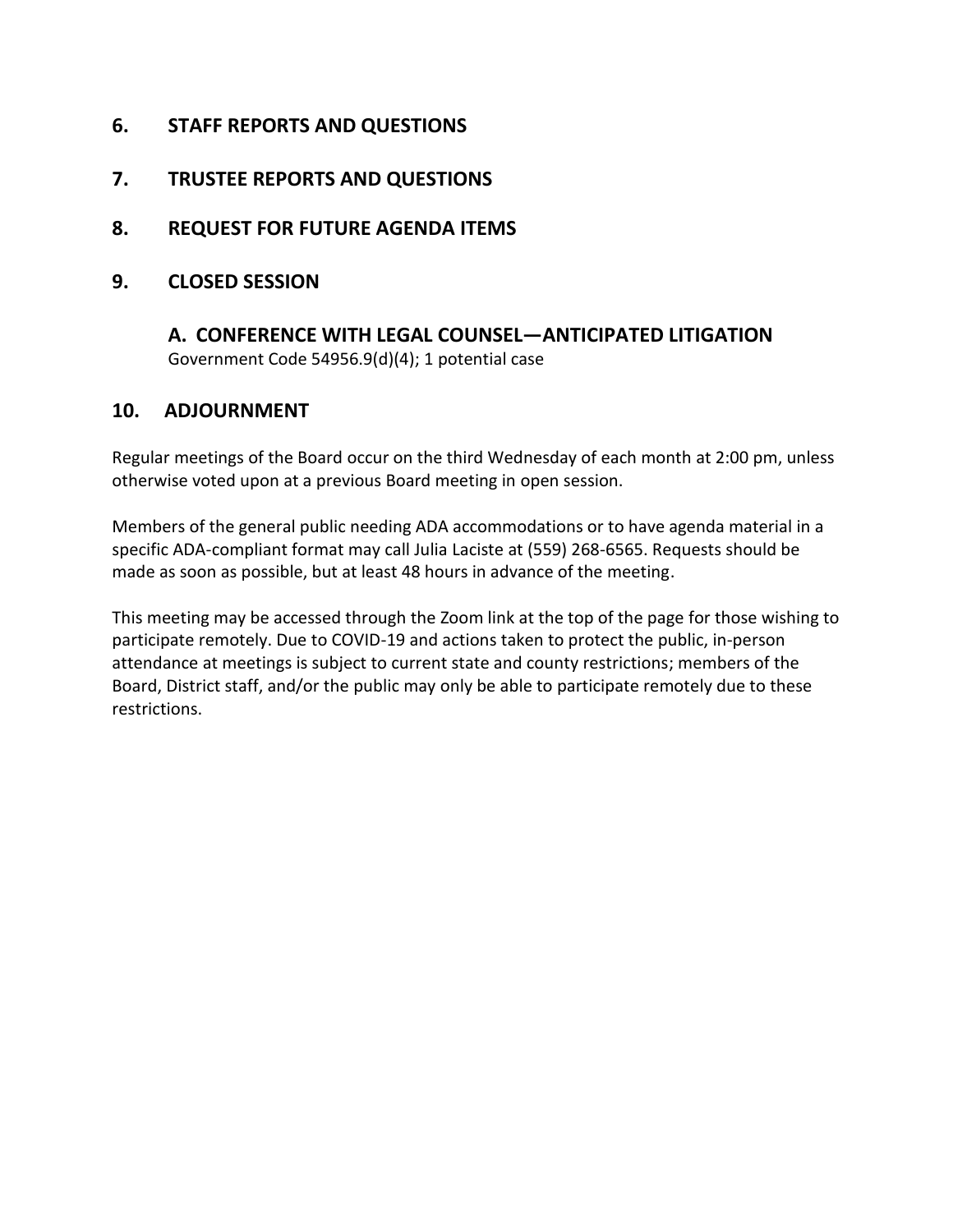## 6. STAFF REPORTS AND QUESTIONS

## 7. TRUSTEE REPORTS AND QUESTIONS

## 8. REQUEST FOR FUTURE AGENDA ITEMS

## 9. CLOSED SESSION

### A. CONFERENCE WITH LEGAL COUNSEL—ANTICIPATED LITIGATION

Government Code 54956.9(d)(4); 1 potential case

## 10. ADJOURNMENT

Regular meetings of the Board occur on the third Wednesday of each month at 2:00 pm, unless otherwise voted upon at a previous Board meeting in open session.

Members of the general public needing ADA accommodations or to have agenda material in a specific ADA-compliant format may call Julia Laciste at (559) 268-6565. Requests should be made as soon as possible, but at least 48 hours in advance of the meeting.

This meeting may be accessed through the Zoom link at the top of the page for those wishing to participate remotely. Due to COVID-19 and actions taken to protect the public, in-person attendance at meetings is subject to current state and county restrictions; members of the Board, District staff, and/or the public may only be able to participate remotely due to these restrictions.